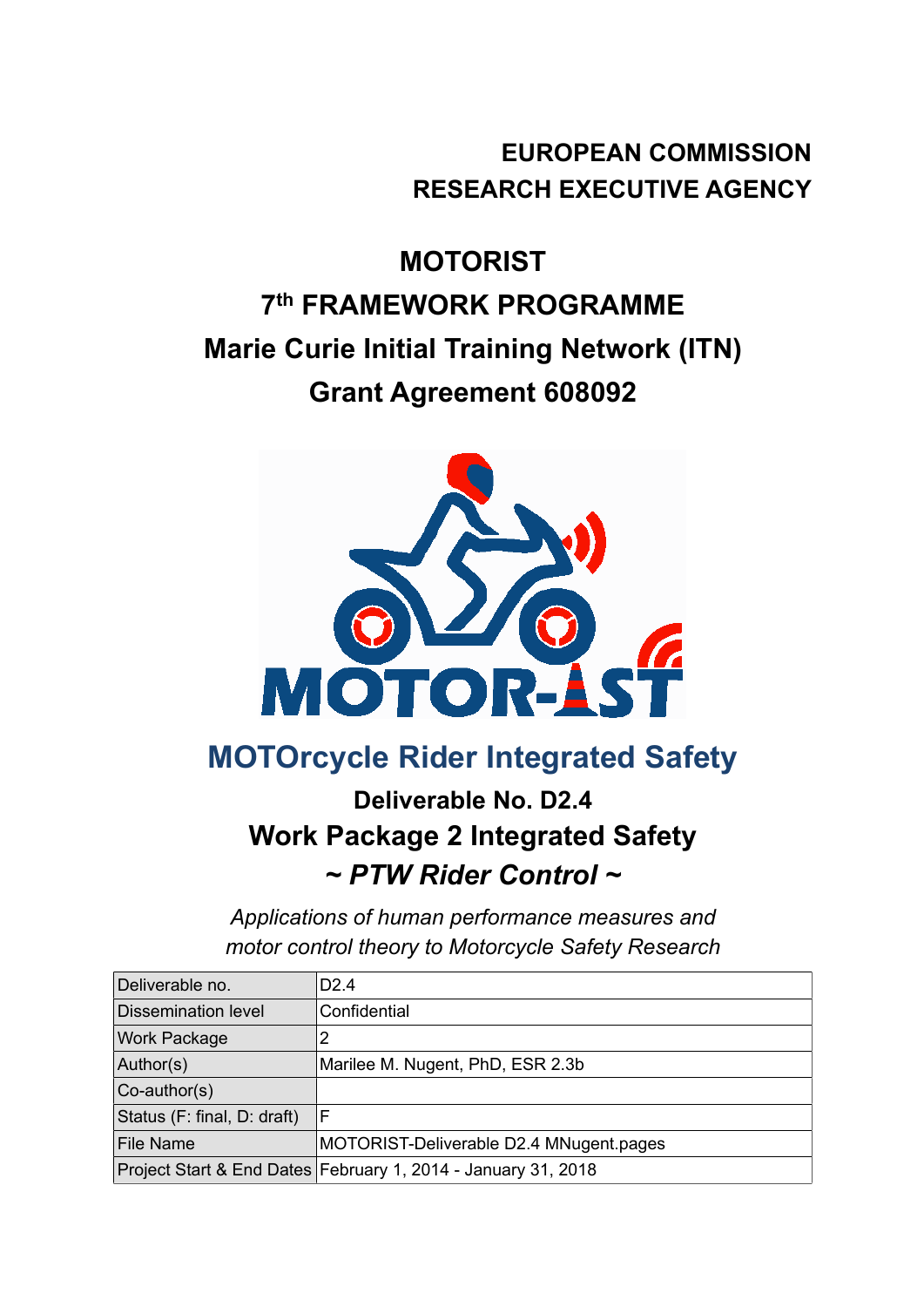**EUROPEAN COMMISSION**
**RESEARCH EXECUTIVE AGENCY**

# MOTORIST
# 7th FRAMEWORK PROGRAMME
# Marie Curie Initial Training Network (ITN)
# Grant Agreement 608092

MOTOR-IST

## MOTOrcycle Rider Integrated Safety

### Deliverable No. D2.4
### Work Package 2 Integrated Safety
### *~ PTW Rider Control ~*

*Applications of human performance measures and motor control theory to Motorcycle Safety Research*

| | |
|---|---|
| Deliverable no. | D2.4 |
| Dissemination level | Confidential |
| Work Package | 2 |
| Author(s) | Marilee M. Nugent, PhD, ESR 2.3b |
| Co-author(s) | |
| Status (F: final, D: draft) | F |
| File Name | MOTORIST-Deliverable D2.4 MNugent.pages |
| Project Start & End Dates | February 1, 2014 - January 31, 2018 |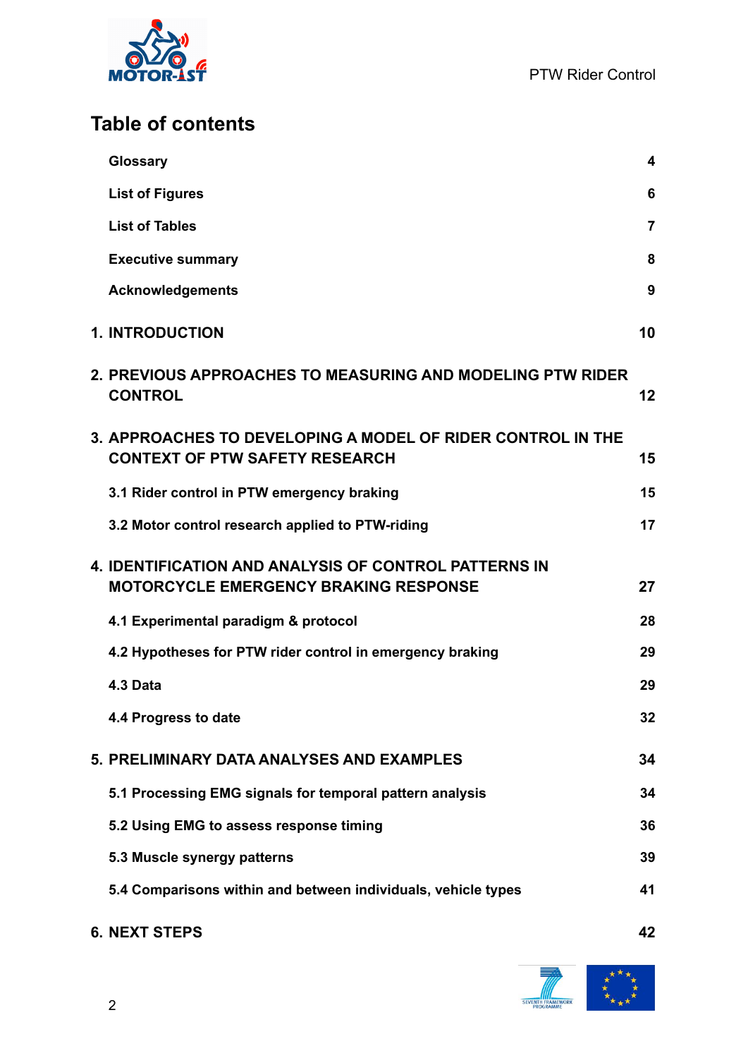# Table of contents

| | |
|---|---|
| **Glossary** | **4** |
| **List of Figures** | **6** |
| **List of Tables** | **7** |
| **Executive summary** | **8** |
| **Acknowledgements** | **9** |
| **1. INTRODUCTION** | **10** |
| **2. PREVIOUS APPROACHES TO MEASURING AND MODELING PTW RIDER CONTROL** | **12** |
| **3. APPROACHES TO DEVELOPING A MODEL OF RIDER CONTROL IN THE CONTEXT OF PTW SAFETY RESEARCH** | **15** |
| **3.1 Rider control in PTW emergency braking** | **15** |
| **3.2 Motor control research applied to PTW-riding** | **17** |
| **4. IDENTIFICATION AND ANALYSIS OF CONTROL PATTERNS IN MOTORCYCLE EMERGENCY BRAKING RESPONSE** | **27** |
| **4.1 Experimental paradigm & protocol** | **28** |
| **4.2 Hypotheses for PTW rider control in emergency braking** | **29** |
| **4.3 Data** | **29** |
| **4.4 Progress to date** | **32** |
| **5. PRELIMINARY DATA ANALYSES AND EXAMPLES** | **34** |
| **5.1 Processing EMG signals for temporal pattern analysis** | **34** |
| **5.2 Using EMG to assess response timing** | **36** |
| **5.3 Muscle synergy patterns** | **39** |
| **5.4 Comparisons within and between individuals, vehicle types** | **41** |
| **6. NEXT STEPS** | **42** |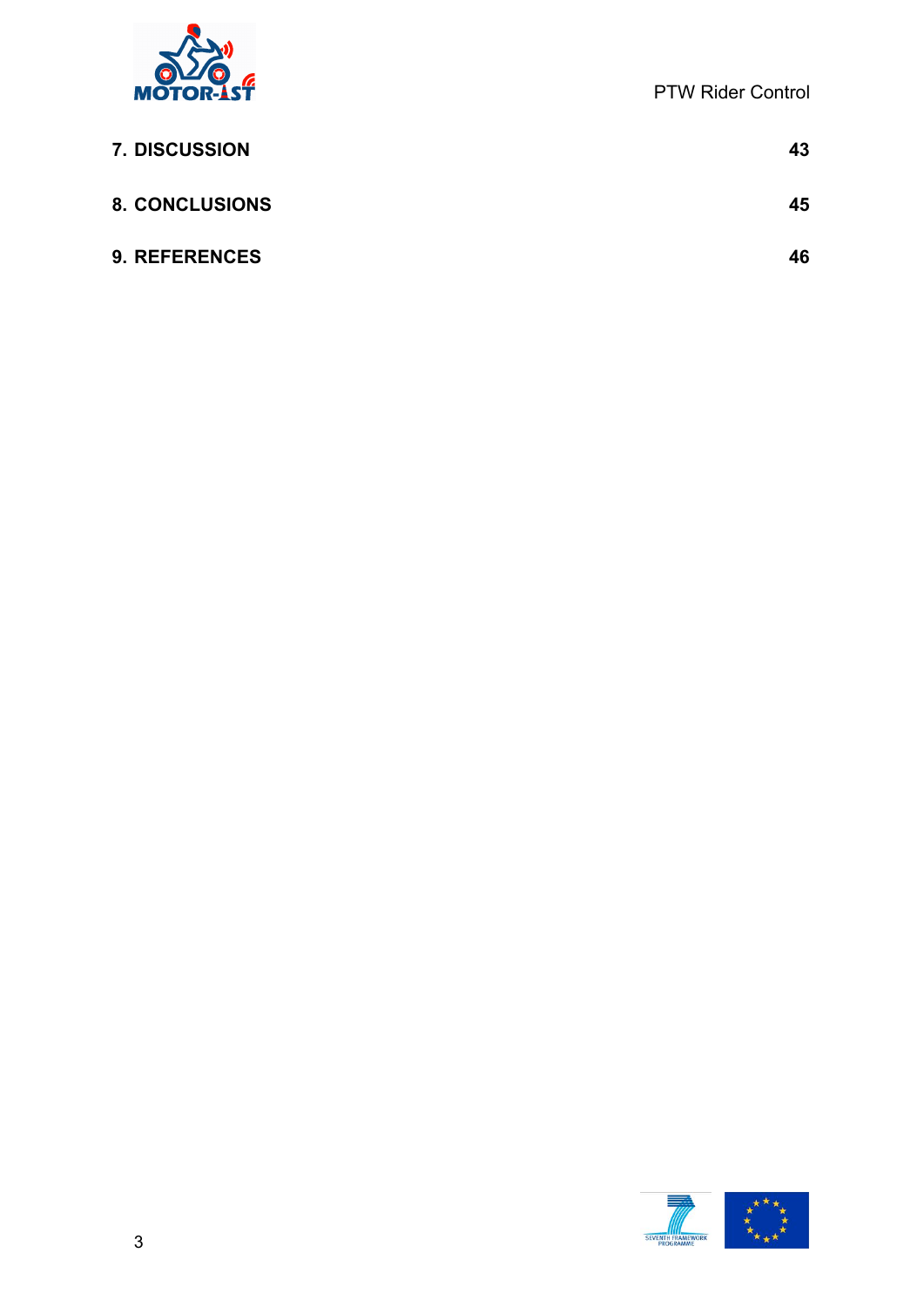**7. DISCUSSION** 43

**8. CONCLUSIONS** 45

**9. REFERENCES** 46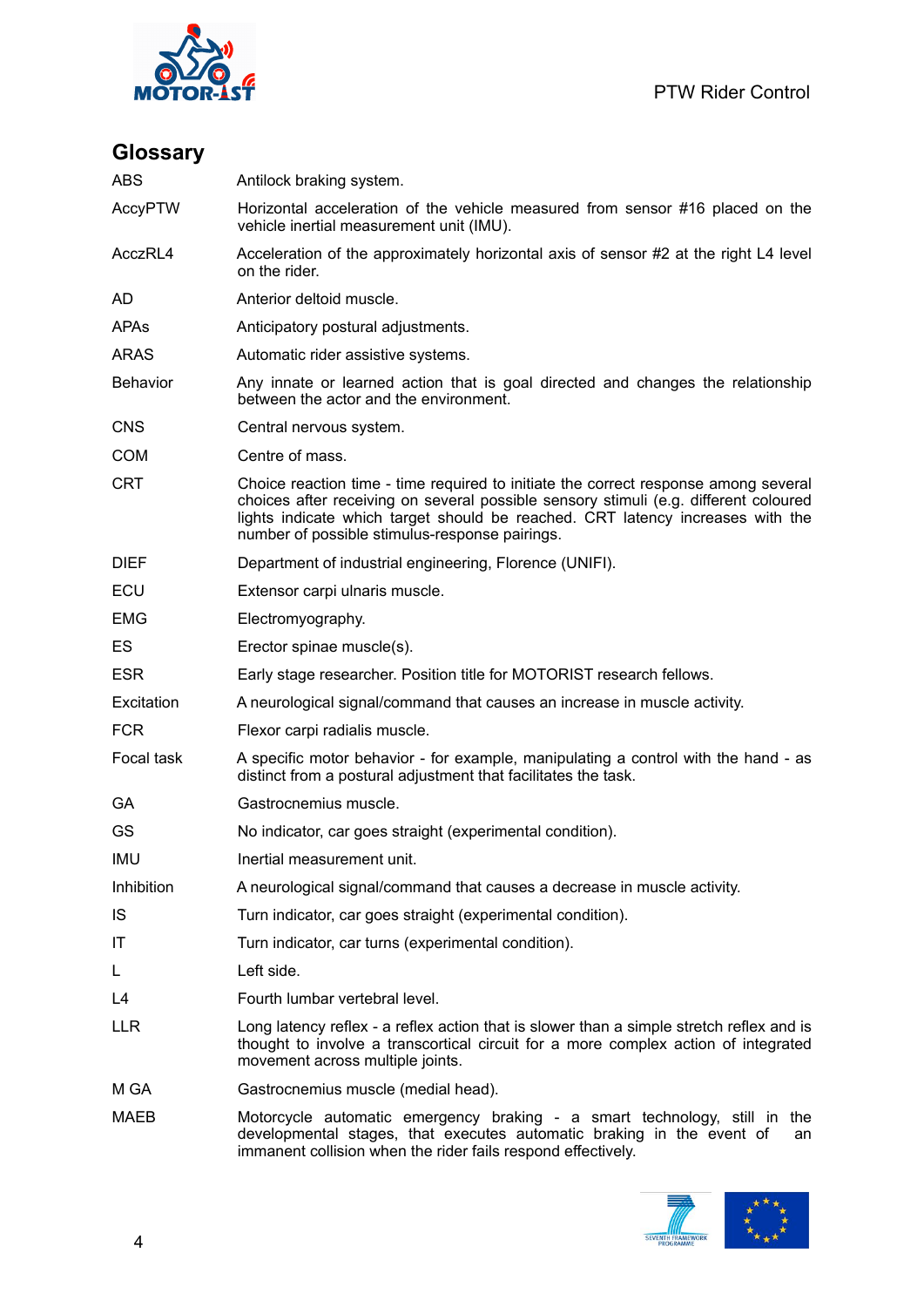## Glossary

| | |
|---|---|
| ABS | Antilock braking system. |
| AccyPTW | Horizontal acceleration of the vehicle measured from sensor #16 placed on the vehicle inertial measurement unit (IMU). |
| AcczRL4 | Acceleration of the approximately horizontal axis of sensor #2 at the right L4 level on the rider. |
| AD | Anterior deltoid muscle. |
| APAs | Anticipatory postural adjustments. |
| ARAS | Automatic rider assistive systems. |
| Behavior | Any innate or learned action that is goal directed and changes the relationship between the actor and the environment. |
| CNS | Central nervous system. |
| COM | Centre of mass. |
| CRT | Choice reaction time - time required to initiate the correct response among several choices after receiving on several possible sensory stimuli (e.g. different coloured lights indicate which target should be reached. CRT latency increases with the number of possible stimulus-response pairings. |
| DIEF | Department of industrial engineering, Florence (UNIFI). |
| ECU | Extensor carpi ulnaris muscle. |
| EMG | Electromyography. |
| ES | Erector spinae muscle(s). |
| ESR | Early stage researcher. Position title for MOTORIST research fellows. |
| Excitation | A neurological signal/command that causes an increase in muscle activity. |
| FCR | Flexor carpi radialis muscle. |
| Focal task | A specific motor behavior - for example, manipulating a control with the hand - as distinct from a postural adjustment that facilitates the task. |
| GA | Gastrocnemius muscle. |
| GS | No indicator, car goes straight (experimental condition). |
| IMU | Inertial measurement unit. |
| Inhibition | A neurological signal/command that causes a decrease in muscle activity. |
| IS | Turn indicator, car goes straight (experimental condition). |
| IT | Turn indicator, car turns (experimental condition). |
| L | Left side. |
| L4 | Fourth lumbar vertebral level. |
| LLR | Long latency reflex - a reflex action that is slower than a simple stretch reflex and is thought to involve a transcortical circuit for a more complex action of integrated movement across multiple joints. |
| M GA | Gastrocnemius muscle (medial head). |
| MAEB | Motorcycle automatic emergency braking - a smart technology, still in the developmental stages, that executes automatic braking in the event of an immanent collision when the rider fails respond effectively. |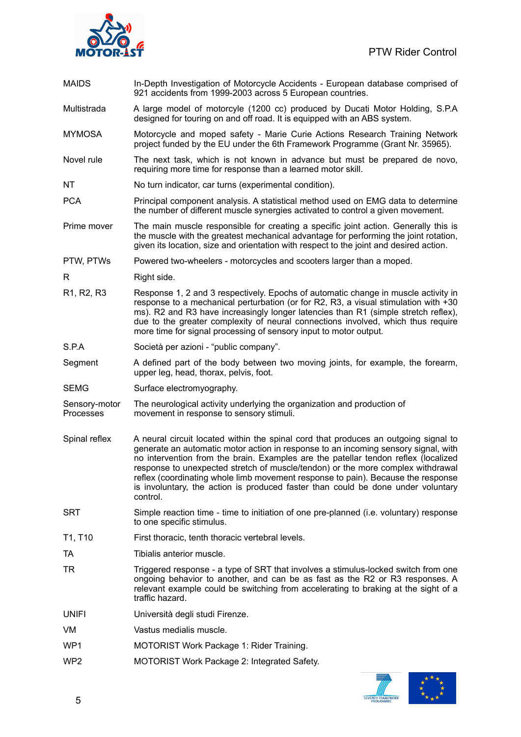| | |
|---|---|
| MAIDS | In-Depth Investigation of Motorcycle Accidents - European database comprised of 921 accidents from 1999-2003 across 5 European countries. |
| Multistrada | A large model of motorcyle (1200 cc) produced by Ducati Motor Holding, S.P.A designed for touring on and off road. It is equipped with an ABS system. |
| MYMOSA | Motorcycle and moped safety - Marie Curie Actions Research Training Network project funded by the EU under the 6th Framework Programme (Grant Nr. 35965). |
| Novel rule | The next task, which is not known in advance but must be prepared de novo, requiring more time for response than a learned motor skill. |
| NT | No turn indicator, car turns (experimental condition). |
| PCA | Principal component analysis. A statistical method used on EMG data to determine the number of different muscle synergies activated to control a given movement. |
| Prime mover | The main muscle responsible for creating a specific joint action. Generally this is the muscle with the greatest mechanical advantage for performing the joint rotation, given its location, size and orientation with respect to the joint and desired action. |
| PTW, PTWs | Powered two-wheelers - motorcycles and scooters larger than a moped. |
| R | Right side. |
| R1, R2, R3 | Response 1, 2 and 3 respectively. Epochs of automatic change in muscle activity in response to a mechanical perturbation (or for R2, R3, a visual stimulation with +30 ms). R2 and R3 have increasingly longer latencies than R1 (simple stretch reflex), due to the greater complexity of neural connections involved, which thus require more time for signal processing of sensory input to motor output. |
| S.P.A | Società per azioni - "public company". |
| Segment | A defined part of the body between two moving joints, for example, the forearm, upper leg, head, thorax, pelvis, foot. |
| SEMG | Surface electromyography. |
| Sensory-motor Processes | The neurological activity underlying the organization and production of movement in response to sensory stimuli. |
| Spinal reflex | A neural circuit located within the spinal cord that produces an outgoing signal to generate an automatic motor action in response to an incoming sensory signal, with no intervention from the brain. Examples are the patellar tendon reflex (localized response to unexpected stretch of muscle/tendon) or the more complex withdrawal reflex (coordinating whole limb movement response to pain). Because the response is involuntary, the action is produced faster than could be done under voluntary control. |
| SRT | Simple reaction time - time to initiation of one pre-planned (i.e. voluntary) response to one specific stimulus. |
| T1, T10 | First thoracic, tenth thoracic vertebral levels. |
| TA | Tibialis anterior muscle. |
| TR | Triggered response - a type of SRT that involves a stimulus-locked switch from one ongoing behavior to another, and can be as fast as the R2 or R3 responses. A relevant example could be switching from accelerating to braking at the sight of a traffic hazard. |
| UNIFI | Università degli studi Firenze. |
| VM | Vastus medialis muscle. |
| WP1 | MOTORIST Work Package 1: Rider Training. |
| WP2 | MOTORIST Work Package 2: Integrated Safety. |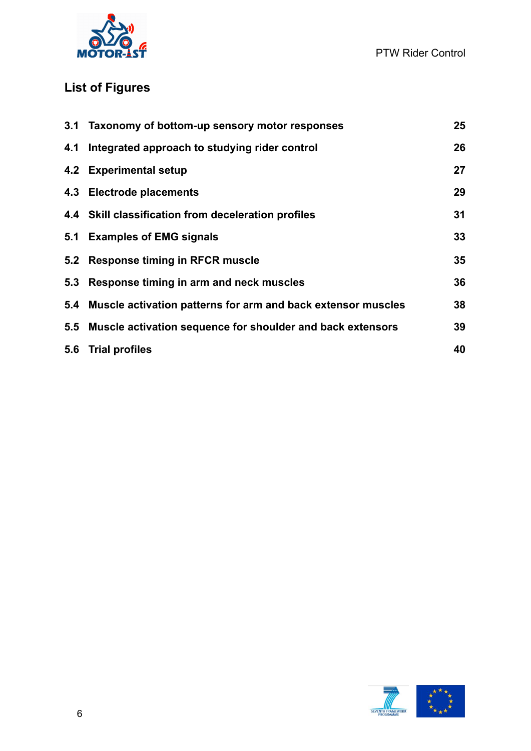## List of Figures

| | | |
|---|---|---|
| 3.1 | Taxonomy of bottom-up sensory motor responses | 25 |
| 4.1 | Integrated approach to studying rider control | 26 |
| 4.2 | Experimental setup | 27 |
| 4.3 | Electrode placements | 29 |
| 4.4 | Skill classification from deceleration profiles | 31 |
| 5.1 | Examples of EMG signals | 33 |
| 5.2 | Response timing in RFCR muscle | 35 |
| 5.3 | Response timing in arm and neck muscles | 36 |
| 5.4 | Muscle activation patterns for arm and back extensor muscles | 38 |
| 5.5 | Muscle activation sequence for shoulder and back extensors | 39 |
| 5.6 | Trial profiles | 40 |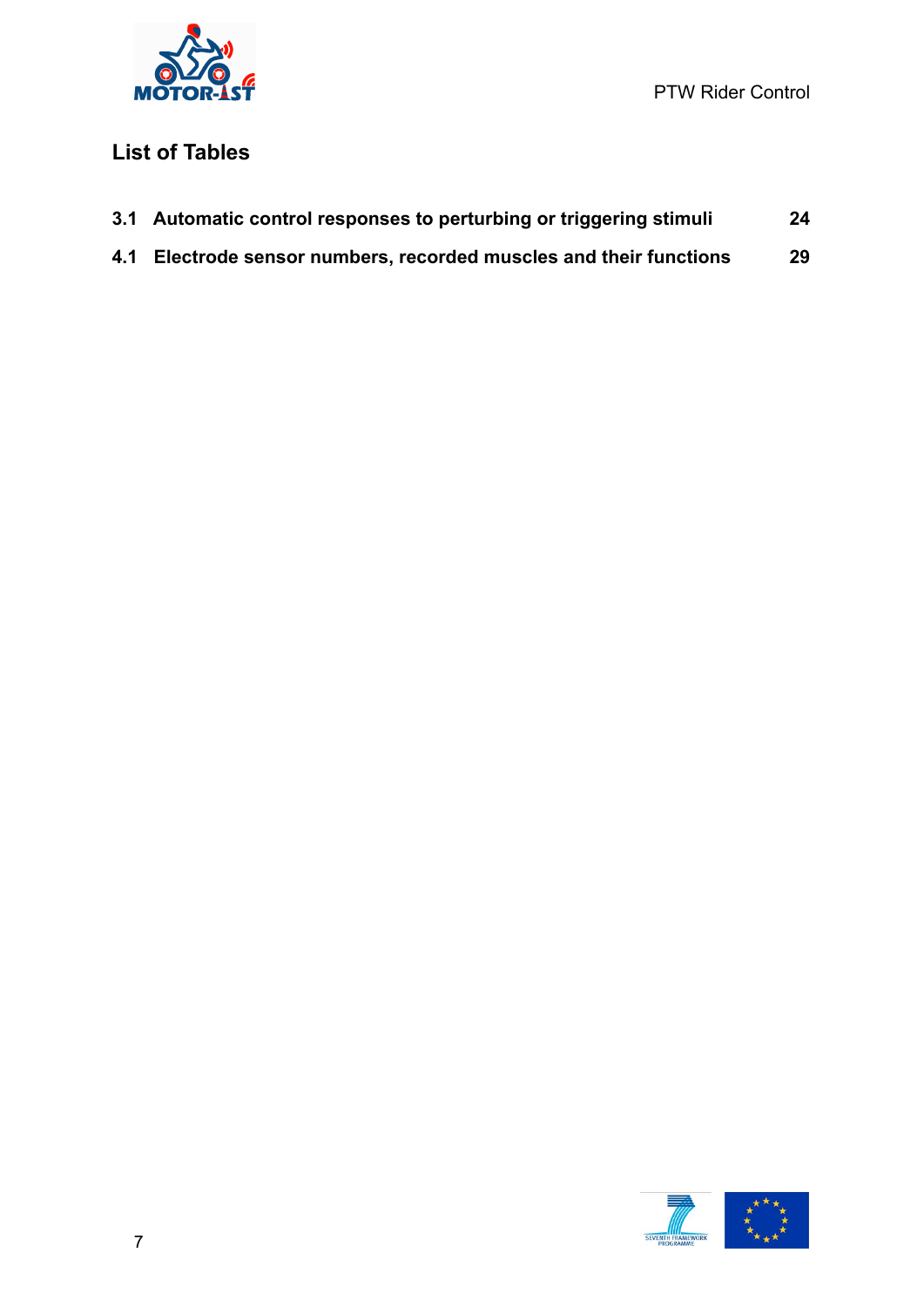## List of Tables

**3.1 Automatic control responses to perturbing or triggering stimuli 24**

**4.1 Electrode sensor numbers, recorded muscles and their functions 29**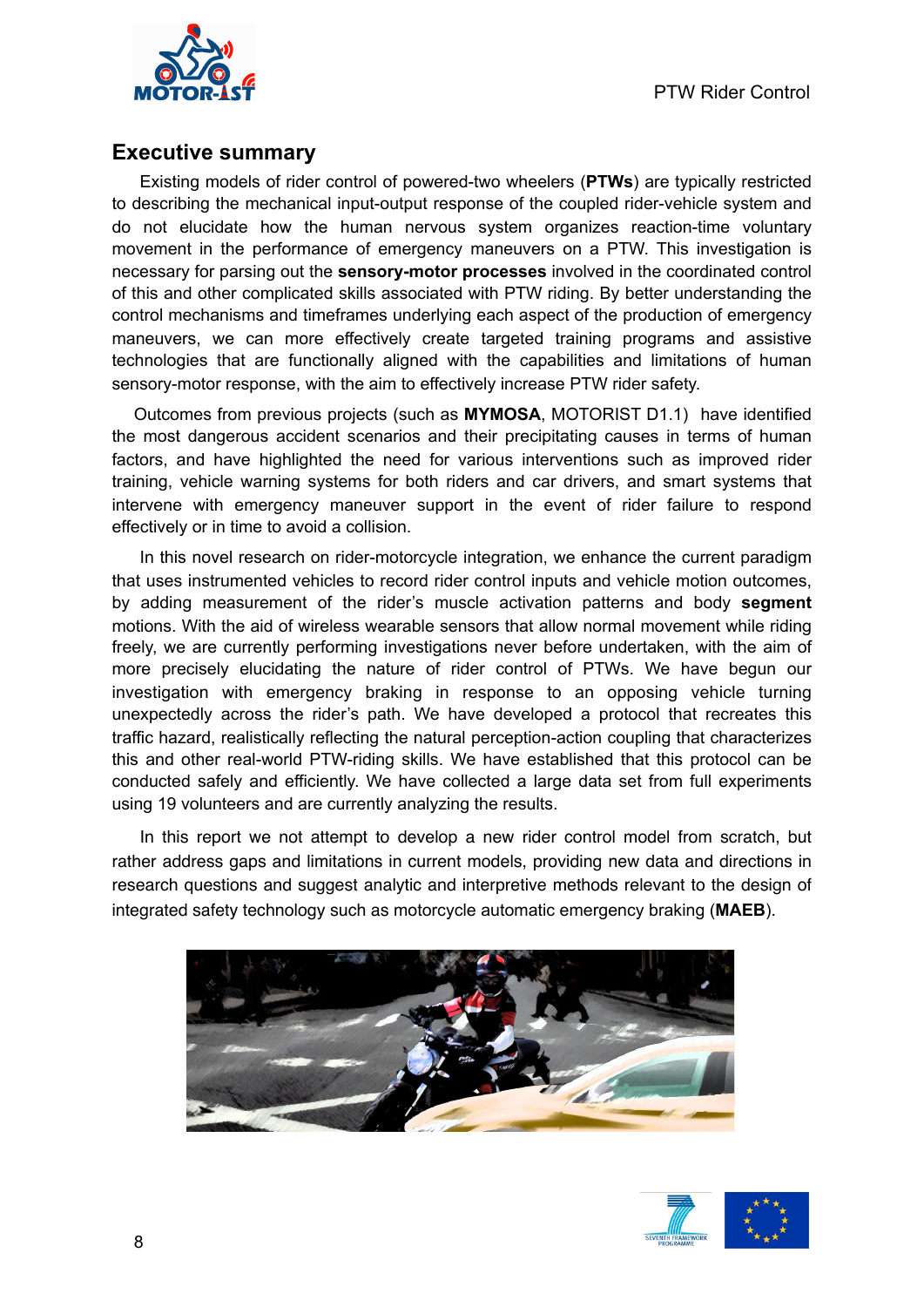## Executive summary

Existing models of rider control of powered-two wheelers (**PTWs**) are typically restricted to describing the mechanical input-output response of the coupled rider-vehicle system and do not elucidate how the human nervous system organizes reaction-time voluntary movement in the performance of emergency maneuvers on a PTW. This investigation is necessary for parsing out the **sensory-motor processes** involved in the coordinated control of this and other complicated skills associated with PTW riding. By better understanding the control mechanisms and timeframes underlying each aspect of the production of emergency maneuvers, we can more effectively create targeted training programs and assistive technologies that are functionally aligned with the capabilities and limitations of human sensory-motor response, with the aim to effectively increase PTW rider safety.

Outcomes from previous projects (such as **MYMOSA**, MOTORIST D1.1) have identified the most dangerous accident scenarios and their precipitating causes in terms of human factors, and have highlighted the need for various interventions such as improved rider training, vehicle warning systems for both riders and car drivers, and smart systems that intervene with emergency maneuver support in the event of rider failure to respond effectively or in time to avoid a collision.

In this novel research on rider-motorcycle integration, we enhance the current paradigm that uses instrumented vehicles to record rider control inputs and vehicle motion outcomes, by adding measurement of the rider's muscle activation patterns and body **segment** motions. With the aid of wireless wearable sensors that allow normal movement while riding freely, we are currently performing investigations never before undertaken, with the aim of more precisely elucidating the nature of rider control of PTWs. We have begun our investigation with emergency braking in response to an opposing vehicle turning unexpectedly across the rider's path. We have developed a protocol that recreates this traffic hazard, realistically reflecting the natural perception-action coupling that characterizes this and other real-world PTW-riding skills. We have established that this protocol can be conducted safely and efficiently. We have collected a large data set from full experiments using 19 volunteers and are currently analyzing the results.

In this report we not attempt to develop a new rider control model from scratch, but rather address gaps and limitations in current models, providing new data and directions in research questions and suggest analytic and interpretive methods relevant to the design of integrated safety technology such as motorcycle automatic emergency braking (**MAEB**).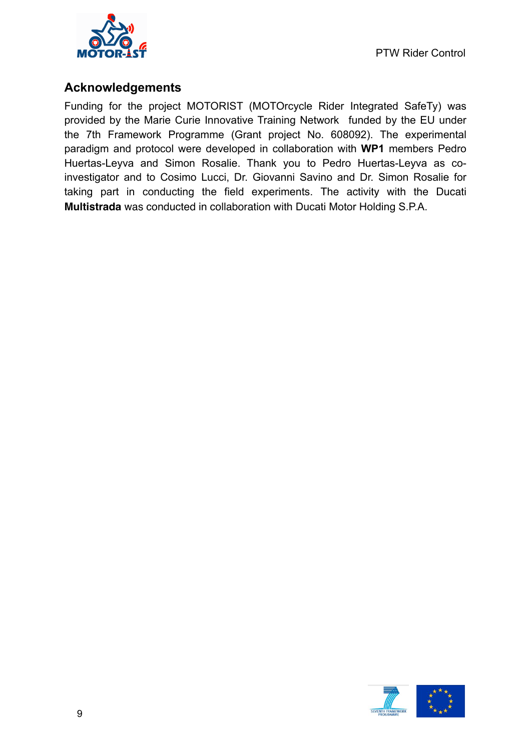## Acknowledgements

Funding for the project MOTORIST (MOTOrcycle Rider Integrated SafeTy) was provided by the Marie Curie Innovative Training Network funded by the EU under the 7th Framework Programme (Grant project No. 608092). The experimental paradigm and protocol were developed in collaboration with **WP1** members Pedro Huertas-Leyva and Simon Rosalie. Thank you to Pedro Huertas-Leyva as co-investigator and to Cosimo Lucci, Dr. Giovanni Savino and Dr. Simon Rosalie for taking part in conducting the field experiments. The activity with the Ducati **Multistrada** was conducted in collaboration with Ducati Motor Holding S.P.A.